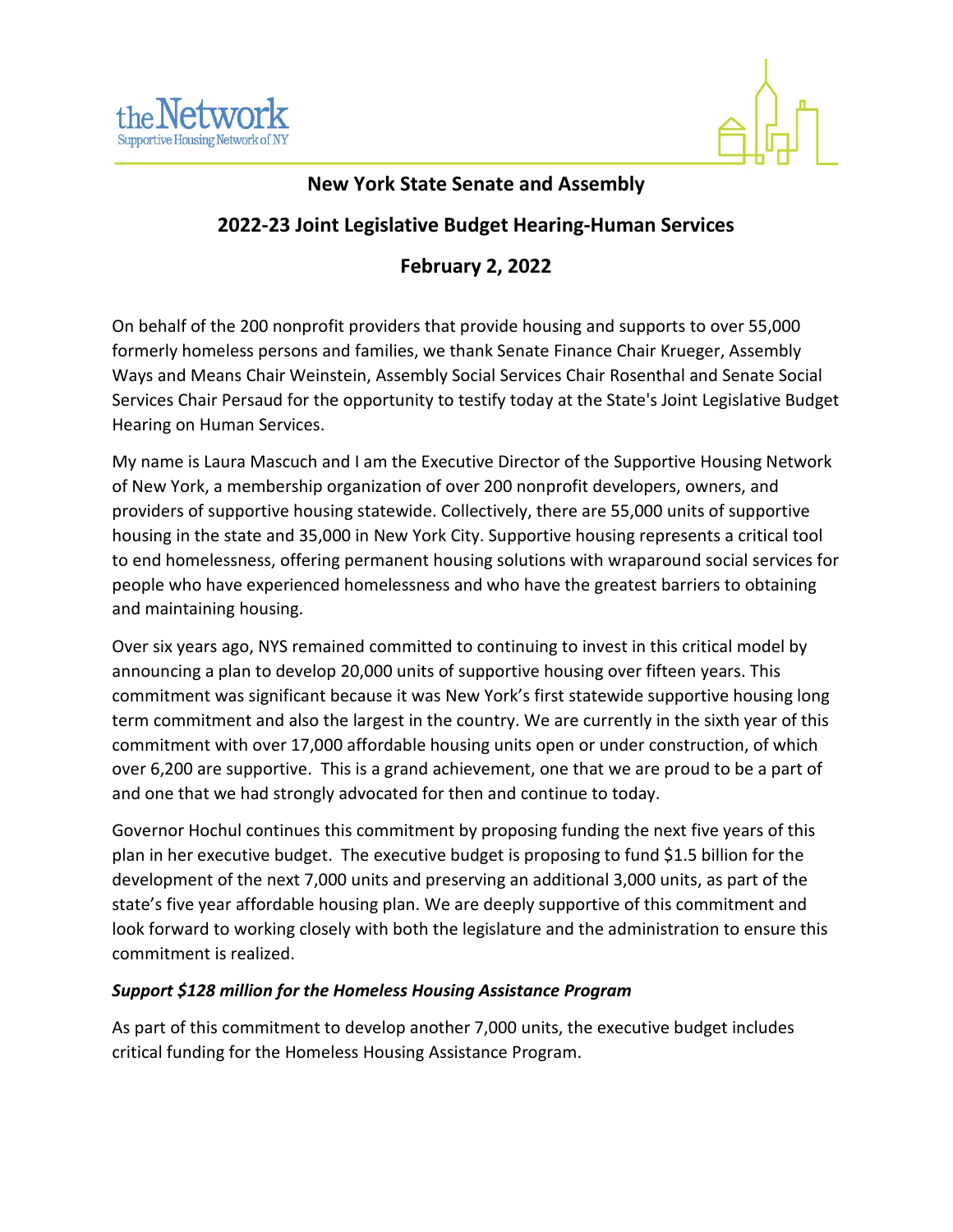theNetwork
Supportive Housing Network of NY

## New York State Senate and Assembly

## 2022-23 Joint Legislative Budget Hearing-Human Services

## February 2, 2022

On behalf of the 200 nonprofit providers that provide housing and supports to over 55,000 formerly homeless persons and families, we thank Senate Finance Chair Krueger, Assembly Ways and Means Chair Weinstein, Assembly Social Services Chair Rosenthal and Senate Social Services Chair Persaud for the opportunity to testify today at the State's Joint Legislative Budget Hearing on Human Services.

My name is Laura Mascuch and I am the Executive Director of the Supportive Housing Network of New York, a membership organization of over 200 nonprofit developers, owners, and providers of supportive housing statewide. Collectively, there are 55,000 units of supportive housing in the state and 35,000 in New York City. Supportive housing represents a critical tool to end homelessness, offering permanent housing solutions with wraparound social services for people who have experienced homelessness and who have the greatest barriers to obtaining and maintaining housing.

Over six years ago, NYS remained committed to continuing to invest in this critical model by announcing a plan to develop 20,000 units of supportive housing over fifteen years. This commitment was significant because it was New York's first statewide supportive housing long term commitment and also the largest in the country. We are currently in the sixth year of this commitment with over 17,000 affordable housing units open or under construction, of which over 6,200 are supportive. This is a grand achievement, one that we are proud to be a part of and one that we had strongly advocated for then and continue to today.

Governor Hochul continues this commitment by proposing funding the next five years of this plan in her executive budget. The executive budget is proposing to fund $1.5 billion for the development of the next 7,000 units and preserving an additional 3,000 units, as part of the state's five year affordable housing plan. We are deeply supportive of this commitment and look forward to working closely with both the legislature and the administration to ensure this commitment is realized.

***Support $128 million for the Homeless Housing Assistance Program***

As part of this commitment to develop another 7,000 units, the executive budget includes critical funding for the Homeless Housing Assistance Program.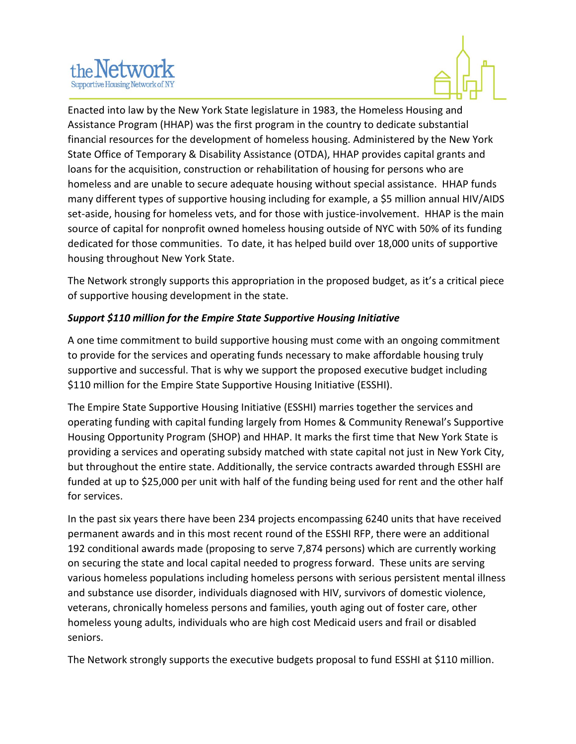Enacted into law by the New York State legislature in 1983, the Homeless Housing and Assistance Program (HHAP) was the first program in the country to dedicate substantial financial resources for the development of homeless housing. Administered by the New York State Office of Temporary & Disability Assistance (OTDA), HHAP provides capital grants and loans for the acquisition, construction or rehabilitation of housing for persons who are homeless and are unable to secure adequate housing without special assistance. HHAP funds many different types of supportive housing including for example, a $5 million annual HIV/AIDS set-aside, housing for homeless vets, and for those with justice-involvement. HHAP is the main source of capital for nonprofit owned homeless housing outside of NYC with 50% of its funding dedicated for those communities. To date, it has helped build over 18,000 units of supportive housing throughout New York State.

The Network strongly supports this appropriation in the proposed budget, as it's a critical piece of supportive housing development in the state.

***Support $110 million for the Empire State Supportive Housing Initiative***

A one time commitment to build supportive housing must come with an ongoing commitment to provide for the services and operating funds necessary to make affordable housing truly supportive and successful. That is why we support the proposed executive budget including $110 million for the Empire State Supportive Housing Initiative (ESSHI).

The Empire State Supportive Housing Initiative (ESSHI) marries together the services and operating funding with capital funding largely from Homes & Community Renewal's Supportive Housing Opportunity Program (SHOP) and HHAP. It marks the first time that New York State is providing a services and operating subsidy matched with state capital not just in New York City, but throughout the entire state. Additionally, the service contracts awarded through ESSHI are funded at up to $25,000 per unit with half of the funding being used for rent and the other half for services.

In the past six years there have been 234 projects encompassing 6240 units that have received permanent awards and in this most recent round of the ESSHI RFP, there were an additional 192 conditional awards made (proposing to serve 7,874 persons) which are currently working on securing the state and local capital needed to progress forward. These units are serving various homeless populations including homeless persons with serious persistent mental illness and substance use disorder, individuals diagnosed with HIV, survivors of domestic violence, veterans, chronically homeless persons and families, youth aging out of foster care, other homeless young adults, individuals who are high cost Medicaid users and frail or disabled seniors.

The Network strongly supports the executive budgets proposal to fund ESSHI at $110 million.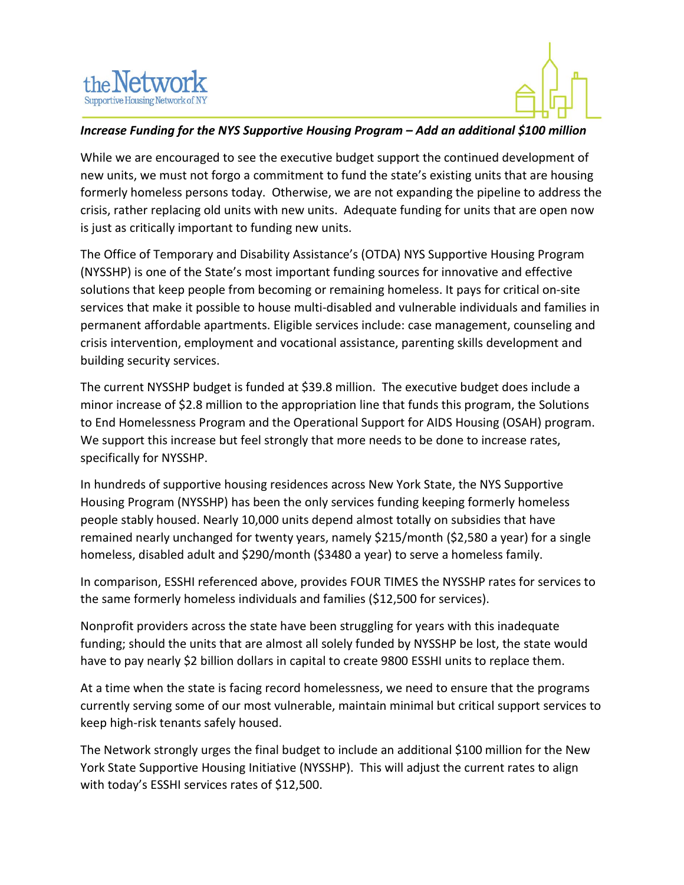***Increase Funding for the NYS Supportive Housing Program – Add an additional $100 million***

While we are encouraged to see the executive budget support the continued development of new units, we must not forgo a commitment to fund the state's existing units that are housing formerly homeless persons today. Otherwise, we are not expanding the pipeline to address the crisis, rather replacing old units with new units. Adequate funding for units that are open now is just as critically important to funding new units.

The Office of Temporary and Disability Assistance's (OTDA) NYS Supportive Housing Program (NYSSHP) is one of the State's most important funding sources for innovative and effective solutions that keep people from becoming or remaining homeless. It pays for critical on-site services that make it possible to house multi-disabled and vulnerable individuals and families in permanent affordable apartments. Eligible services include: case management, counseling and crisis intervention, employment and vocational assistance, parenting skills development and building security services.

The current NYSSHP budget is funded at $39.8 million. The executive budget does include a minor increase of $2.8 million to the appropriation line that funds this program, the Solutions to End Homelessness Program and the Operational Support for AIDS Housing (OSAH) program. We support this increase but feel strongly that more needs to be done to increase rates, specifically for NYSSHP.

In hundreds of supportive housing residences across New York State, the NYS Supportive Housing Program (NYSSHP) has been the only services funding keeping formerly homeless people stably housed. Nearly 10,000 units depend almost totally on subsidies that have remained nearly unchanged for twenty years, namely $215/month ($2,580 a year) for a single homeless, disabled adult and $290/month ($3480 a year) to serve a homeless family.

In comparison, ESSHI referenced above, provides FOUR TIMES the NYSSHP rates for services to the same formerly homeless individuals and families ($12,500 for services).

Nonprofit providers across the state have been struggling for years with this inadequate funding; should the units that are almost all solely funded by NYSSHP be lost, the state would have to pay nearly $2 billion dollars in capital to create 9800 ESSHI units to replace them.

At a time when the state is facing record homelessness, we need to ensure that the programs currently serving some of our most vulnerable, maintain minimal but critical support services to keep high-risk tenants safely housed.

The Network strongly urges the final budget to include an additional $100 million for the New York State Supportive Housing Initiative (NYSSHP). This will adjust the current rates to align with today's ESSHI services rates of $12,500.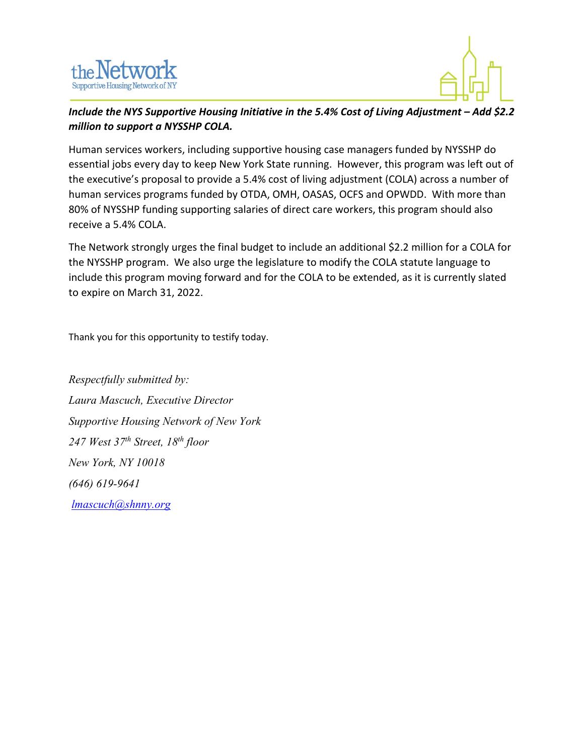***Include the NYS Supportive Housing Initiative in the 5.4% Cost of Living Adjustment – Add $2.2 million to support a NYSSHP COLA.***

Human services workers, including supportive housing case managers funded by NYSSHP do essential jobs every day to keep New York State running. However, this program was left out of the executive's proposal to provide a 5.4% cost of living adjustment (COLA) across a number of human services programs funded by OTDA, OMH, OASAS, OCFS and OPWDD. With more than 80% of NYSSHP funding supporting salaries of direct care workers, this program should also receive a 5.4% COLA.

The Network strongly urges the final budget to include an additional $2.2 million for a COLA for the NYSSHP program. We also urge the legislature to modify the COLA statute language to include this program moving forward and for the COLA to be extended, as it is currently slated to expire on March 31, 2022.

Thank you for this opportunity to testify today.

*Respectfully submitted by:*

*Laura Mascuch, Executive Director*

*Supportive Housing Network of New York*

*247 West 37th Street, 18th floor*

*New York, NY 10018*

*(646) 619-9641*

*lmascuch@shnny.org*